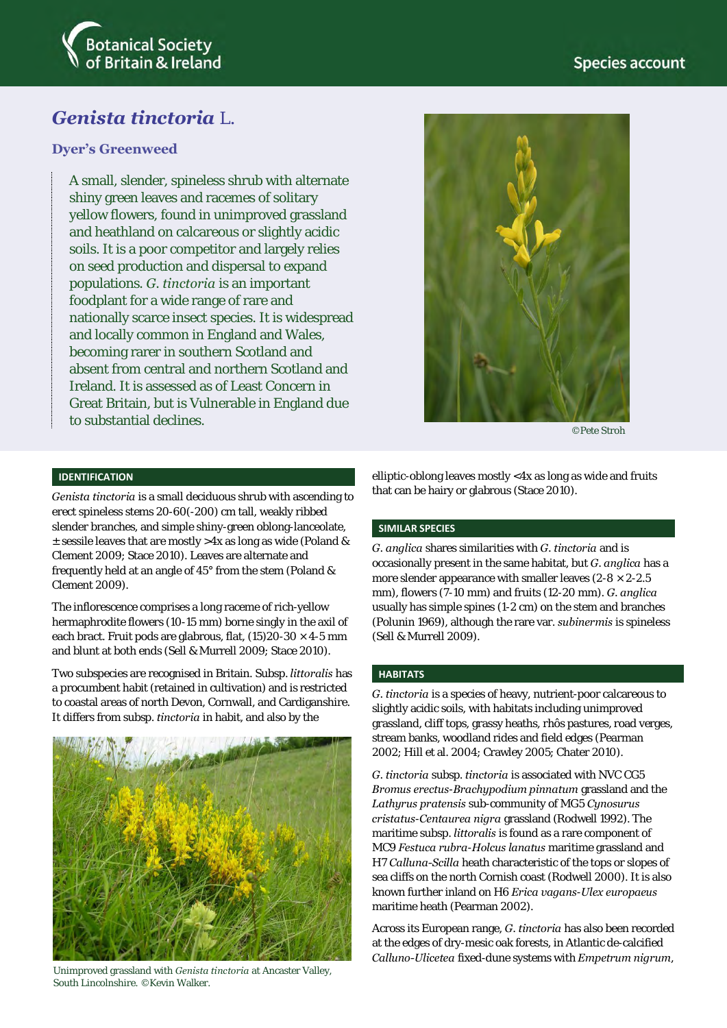# *Genista tinctoria* L.

## Dyer's Greenweed

A small, slender, spineless shrub with alternate shiny green leaves and racemes of solitary yellow flowers, found in unimproved grassland and heathland on calcareous or slightly acidic soils. It is a poor competitor and largely relies on seed production and dispersal to expand populations. *G. tinctoria* is an important foodplant for a wide range of rare and nationally scarce insect species. It is widespread and locally common in England and Wales, becoming rarer in southern Scotland and absent from central and northern Scotland and Ireland. It is assessed as of Least Concern in Great Britain, but is Vulnerable in England due to substantial declines.

©Pete Stroh

### IDENTIFICATION

*Genista tinctoria* is a small deciduous shrub with ascending to erect spineless stems 20-60(-200) cm tall, weakly ribbed slender branches, and simple shiny-green oblong-lanceolate, ± sessile leaves that are mostly >4x as long as wide (Poland & Clement 2009; Stace 2010). Leaves are alternate and frequently held at an angle of 45° from the stem (Poland & Clement 2009).

The inflorescence comprises a long raceme of rich-yellow hermaphrodite flowers (10-15 mm) borne singly in the axil of each bract. Fruit pods are glabrous, flat, (15)20-30 × 4-5 mm and blunt at both ends (Sell & Murrell 2009; Stace 2010).

Two subspecies are recognised in Britain. Subsp. *littoralis* has a procumbent habit (retained in cultivation) and is restricted to coastal areas of north Devon, Cornwall, and Cardiganshire. It differs from subsp. *tinctoria* in habit, and also by the elliptic-oblong leaves mostly <4x as long as wide and fruits that can be hairy or glabrous (Stace 2010).

Unimproved grassland with *Genista tinctoria* at Ancaster Valley, South Lincolnshire. ©Kevin Walker.

### SIMILAR SPECIES

*G. anglica* shares similarities with *G. tinctoria* and is occasionally present in the same habitat, but *G. anglica* has a more slender appearance with smaller leaves (2-8 × 2-2.5 mm), flowers (7-10 mm) and fruits (12-20 mm). *G. anglica* usually has simple spines (1-2 cm) on the stem and branches (Polunin 1969), although the rare var. *subinermis* is spineless (Sell & Murrell 2009).

### HABITATS

*G. tinctoria* is a species of heavy, nutrient-poor calcareous to slightly acidic soils, with habitats including unimproved grassland, cliff tops, grassy heaths, rhôs pastures, road verges, stream banks, woodland rides and field edges (Pearman 2002; Hill et al. 2004; Crawley 2005; Chater 2010).

*G. tinctoria* subsp. *tinctoria* is associated with NVC CG5 *Bromus erectus-Brachypodium pinnatum* grassland and the *Lathyrus pratensis* sub-community of MG5 *Cynosurus cristatus-Centaurea nigra* grassland (Rodwell 1992). The maritime subsp. *littoralis* is found as a rare component of MC9 *Festuca rubra-Holcus lanatus* maritime grassland and H7 *Calluna-Scilla* heath characteristic of the tops or slopes of sea cliffs on the north Cornish coast (Rodwell 2000). It is also known further inland on H6 *Erica vagans-Ulex europaeus* maritime heath (Pearman 2002).

Across its European range, *G. tinctoria* has also been recorded at the edges of dry-mesic oak forests, in Atlantic de-calcified *Calluno-Ulicetea* fixed-dune systems with *Empetrum nigrum*,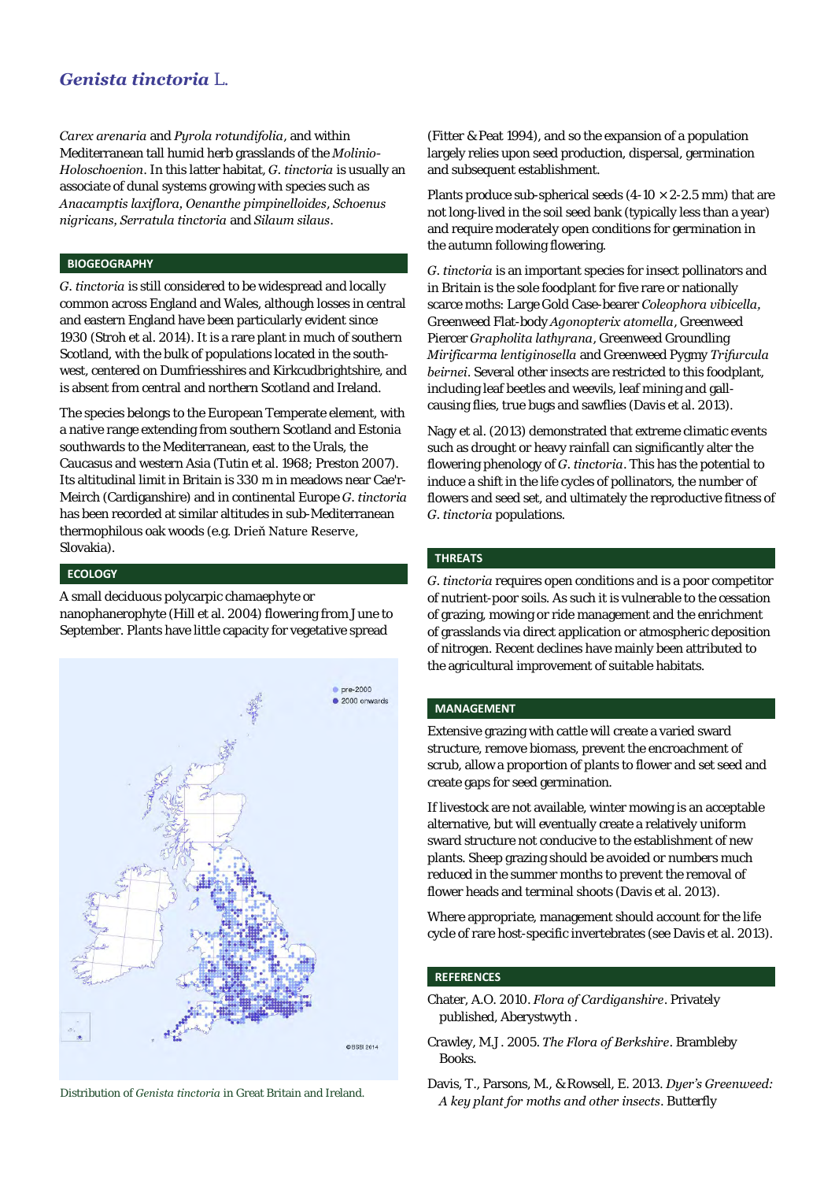*Carex arenaria* and *Pyrola rotundifolia*, and within Mediterranean tall humid herb grasslands of the *Molinio-Holoschoenion*. In this latter habitat, *G. tinctoria* is usually an associate of dunal systems growing with species such as *Anacamptis laxiflora*, *Oenanthe pimpinelloides*, *Schoenus nigricans*, *Serratula tinctoria* and *Silaum silaus*.

## BIOGEOGRAPHY

*G. tinctoria* is still considered to be widespread and locally common across England and Wales, although losses in central and eastern England have been particularly evident since 1930 (Stroh et al. 2014). It is a rare plant in much of southern Scotland, with the bulk of populations located in the south-west, centered on Dumfriesshires and Kirkcudbrightshire, and is absent from central and northern Scotland and Ireland.

The species belongs to the European Temperate element, with a native range extending from southern Scotland and Estonia southwards to the Mediterranean, east to the Urals, the Caucasus and western Asia (Tutin et al. 1968; Preston 2007). Its altitudinal limit in Britain is 330 m in meadows near Cae'r-Meirch (Cardiganshire) and in continental Europe *G. tinctoria* has been recorded at similar altitudes in sub-Mediterranean thermophilous oak woods (e.g. Drieň Nature Reserve, Slovakia).

## ECOLOGY

A small deciduous polycarpic chamaephyte or nanophanerophyte (Hill et al. 2004) flowering from June to September. Plants have little capacity for vegetative spread (Fitter & Peat 1994), and so the expansion of a population largely relies upon seed production, dispersal, germination and subsequent establishment.

Plants produce sub-spherical seeds (4-10 × 2-2.5 mm) that are not long-lived in the soil seed bank (typically less than a year) and require moderately open conditions for germination in the autumn following flowering.

*G. tinctoria* is an important species for insect pollinators and in Britain is the sole foodplant for five rare or nationally scarce moths: Large Gold Case-bearer *Coleophora vibicella*, Greenweed Flat-body *Agonopterix atomella*, Greenweed Piercer *Grapholita lathyrana*, Greenweed Groundling *Mirificarma lentiginosella* and Greenweed Pygmy *Trifurcula beirnei*. Several other insects are restricted to this foodplant, including leaf beetles and weevils, leaf mining and gall-causing flies, true bugs and sawflies (Davis et al. 2013).

Nagy et al. (2013) demonstrated that extreme climatic events such as drought or heavy rainfall can significantly alter the flowering phenology of *G. tinctoria*. This has the potential to induce a shift in the life cycles of pollinators, the number of flowers and seed set, and ultimately the reproductive fitness of *G. tinctoria* populations.

Distribution of *Genista tinctoria* in Great Britain and Ireland.

## THREATS

*G. tinctoria* requires open conditions and is a poor competitor of nutrient-poor soils. As such it is vulnerable to the cessation of grazing, mowing or ride management and the enrichment of grasslands via direct application or atmospheric deposition of nitrogen. Recent declines have mainly been attributed to the agricultural improvement of suitable habitats.

## MANAGEMENT

Extensive grazing with cattle will create a varied sward structure, remove biomass, prevent the encroachment of scrub, allow a proportion of plants to flower and set seed and create gaps for seed germination.

If livestock are not available, winter mowing is an acceptable alternative, but will eventually create a relatively uniform sward structure not conducive to the establishment of new plants. Sheep grazing should be avoided or numbers much reduced in the summer months to prevent the removal of flower heads and terminal shoots (Davis et al. 2013).

Where appropriate, management should account for the life cycle of rare host-specific invertebrates (see Davis et al. 2013).

## REFERENCES

Chater, A.O. 2010. *Flora of Cardiganshire*. Privately published, Aberystwyth .

Crawley, M.J. 2005. *The Flora of Berkshire*. Brambleby Books.

Davis, T., Parsons, M., & Rowsell, E. 2013. *Dyer's Greenweed: A key plant for moths and other insects*. Butterfly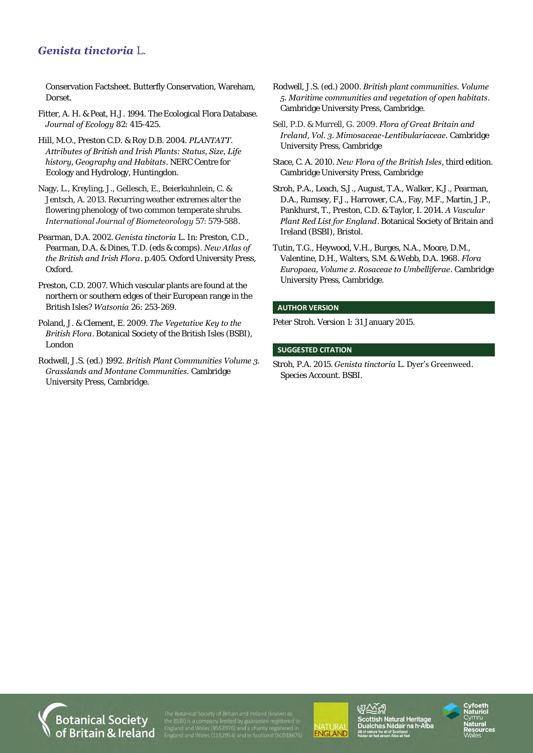Conservation Factsheet. Butterfly Conservation, Wareham, Dorset.

Fitter, A. H. & Peat, H.J. 1994. The Ecological Flora Database. *Journal of Ecology* 82: 415-425.

Hill, M.O., Preston C.D. & Roy D.B. 2004. *PLANTATT. Attributes of British and Irish Plants: Status, Size, Life history, Geography and Habitats*. NERC Centre for Ecology and Hydrology, Huntingdon.

Nagy, L., Kreyling, J., Gellesch, E., Beierkuhnlein, C. & Jentsch, A. 2013. Recurring weather extremes alter the flowering phenology of two common temperate shrubs. *International Journal of Biometeorology* 57: 579-588.

Pearman, D.A. 2002. *Genista tinctoria* L. In: Preston, C.D., Pearman, D.A. & Dines, T.D. (eds & comps). *New Atlas of the British and Irish Flora*. p.405. Oxford University Press, Oxford.

Preston, C.D. 2007. Which vascular plants are found at the northern or southern edges of their European range in the British Isles? *Watsonia* 26: 253-269.

Poland, J. & Clement, E. 2009. *The Vegetative Key to the British Flora*. Botanical Society of the British Isles (BSBI), London

Rodwell, J.S. (ed.) 1992. *British Plant Communities Volume 3. Grasslands and Montane Communities.* Cambridge University Press, Cambridge.

Rodwell, J.S. (ed.) 2000. *British plant communities. Volume 5. Maritime communities and vegetation of open habitats*. Cambridge University Press, Cambridge.

Sell, P.D. & Murrell, G. 2009. *Flora of Great Britain and Ireland, Vol. 3. Mimosaceae-Lentibulariaceae*. Cambridge University Press, Cambridge

Stace, C. A. 2010. *New Flora of the British Isles*, third edition. Cambridge University Press, Cambridge

Stroh, P.A., Leach, S.J., August, T.A., Walker, K.J., Pearman, D.A., Rumsey, F.J., Harrower, C.A., Fay, M.F., Martin, J.P., Pankhurst, T., Preston, C.D. & Taylor, I. 2014. *A Vascular Plant Red List for England*. Botanical Society of Britain and Ireland (BSBI), Bristol.

Tutin, T.G., Heywood, V.H., Burges, N.A., Moore, D.M., Valentine, D.H., Walters, S.M. & Webb, D.A. 1968. *Flora Europaea, Volume 2. Rosaceae to Umbelliferae*. Cambridge University Press, Cambridge.

## AUTHOR VERSION

Peter Stroh. Version 1: 31 January 2015.

## SUGGESTED CITATION

Stroh, P.A. 2015. *Genista tinctoria* L. Dyer's Greenweed. Species Account. BSBI.